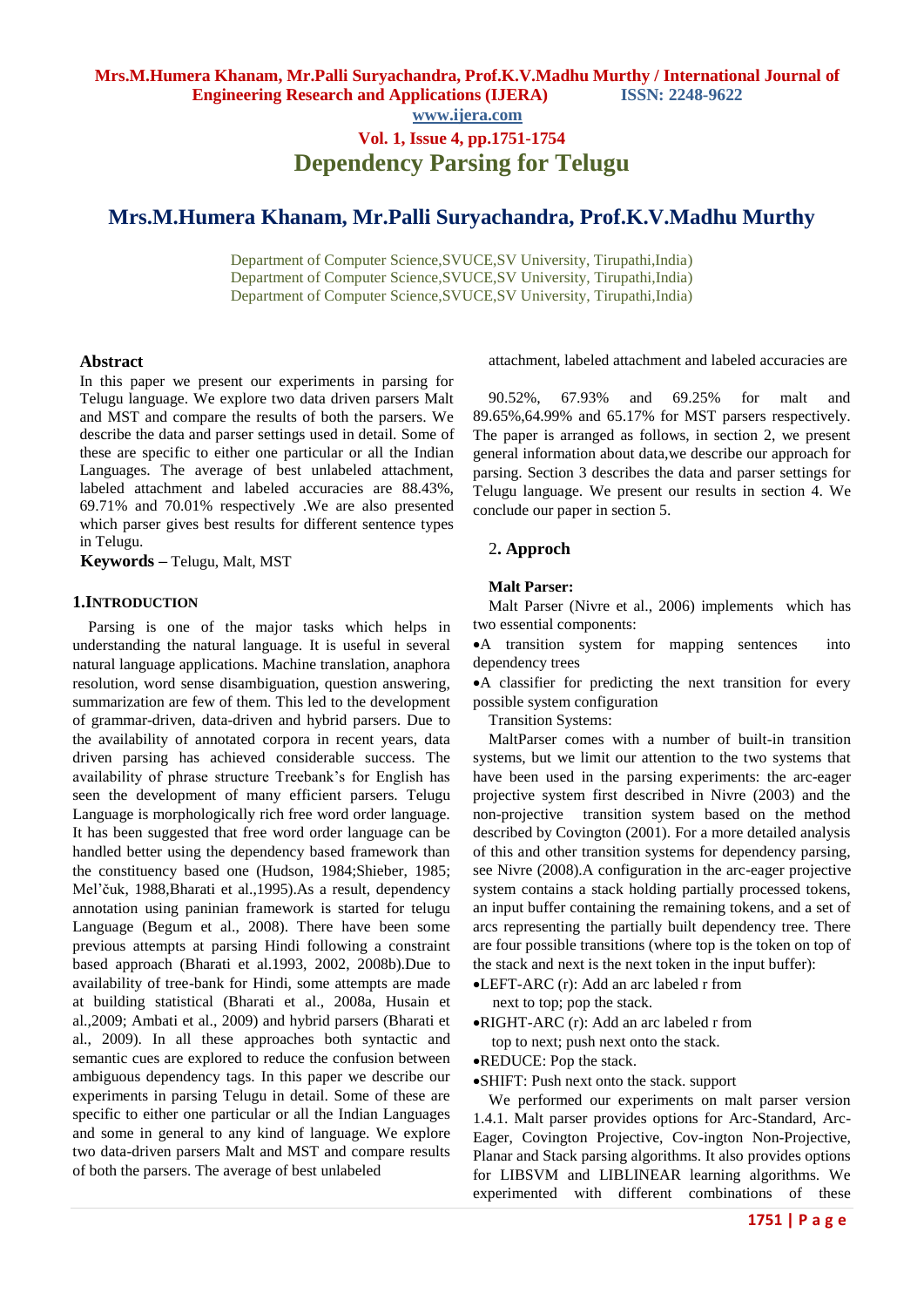# Dependency Parsing for Telugu

## Mrs.M.Humera Khanam, Mr.Palli Suryachandra, Prof.K.V.Madhu Murthy

Department of Computer Science,SVUCE,SV University, Tirupathi,India)
Department of Computer Science,SVUCE,SV University, Tirupathi,India)
Department of Computer Science,SVUCE,SV University, Tirupathi,India)

### Abstract

In this paper we present our experiments in parsing for Telugu language. We explore two data driven parsers Malt and MST and compare the results of both the parsers. We describe the data and parser settings used in detail. Some of these are specific to either one particular or all the Indian Languages. The average of best unlabeled attachment, labeled attachment and labeled accuracies are 88.43%, 69.71% and 70.01% respectively .We are also presented which parser gives best results for different sentence types in Telugu.

**Keywords –** Telugu, Malt, MST

### 1.INTRODUCTION

Parsing is one of the major tasks which helps in understanding the natural language. It is useful in several natural language applications. Machine translation, anaphora resolution, word sense disambiguation, question answering, summarization are few of them. This led to the development of grammar-driven, data-driven and hybrid parsers. Due to the availability of annotated corpora in recent years, data driven parsing has achieved considerable success. The availability of phrase structure Treebank's for English has seen the development of many efficient parsers. Telugu Language is morphologically rich free word order language. It has been suggested that free word order language can be handled better using the dependency based framework than the constituency based one (Hudson, 1984;Shieber, 1985; Mel'čuk, 1988,Bharati et al.,1995).As a result, dependency annotation using paninian framework is started for telugu Language (Begum et al., 2008). There have been some previous attempts at parsing Hindi following a constraint based approach (Bharati et al.1993, 2002, 2008b).Due to availability of tree-bank for Hindi, some attempts are made at building statistical (Bharati et al., 2008a, Husain et al.,2009; Ambati et al., 2009) and hybrid parsers (Bharati et al., 2009). In all these approaches both syntactic and semantic cues are explored to reduce the confusion between ambiguous dependency tags. In this paper we describe our experiments in parsing Telugu in detail. Some of these are specific to either one particular or all the Indian Languages and some in general to any kind of language. We explore two data-driven parsers Malt and MST and compare results of both the parsers. The average of best unlabeled attachment, labeled attachment and labeled accuracies are

90.52%, 67.93% and 69.25% for malt and 89.65%,64.99% and 65.17% for MST parsers respectively. The paper is arranged as follows, in section 2, we present general information about data,we describe our approach for parsing. Section 3 describes the data and parser settings for Telugu language. We present our results in section 4. We conclude our paper in section 5.

### 2. Approch

**Malt Parser:**

Malt Parser (Nivre et al., 2006) implements which has two essential components:

- A transition system for mapping sentences into dependency trees
- A classifier for predicting the next transition for every possible system configuration

Transition Systems:

MaltParser comes with a number of built-in transition systems, but we limit our attention to the two systems that have been used in the parsing experiments: the arc-eager projective system first described in Nivre (2003) and the non-projective transition system based on the method described by Covington (2001). For a more detailed analysis of this and other transition systems for dependency parsing, see Nivre (2008).A configuration in the arc-eager projective system contains a stack holding partially processed tokens, an input buffer containing the remaining tokens, and a set of arcs representing the partially built dependency tree. There are four possible transitions (where top is the token on top of the stack and next is the next token in the input buffer):

- LEFT-ARC (r): Add an arc labeled r from next to top; pop the stack.
- RIGHT-ARC (r): Add an arc labeled r from top to next; push next onto the stack.
- REDUCE: Pop the stack.
- SHIFT: Push next onto the stack. support

We performed our experiments on malt parser version 1.4.1. Malt parser provides options for Arc-Standard, Arc-Eager, Covington Projective, Cov-ington Non-Projective, Planar and Stack parsing algorithms. It also provides options for LIBSVM and LIBLINEAR learning algorithms. We experimented with different combinations of these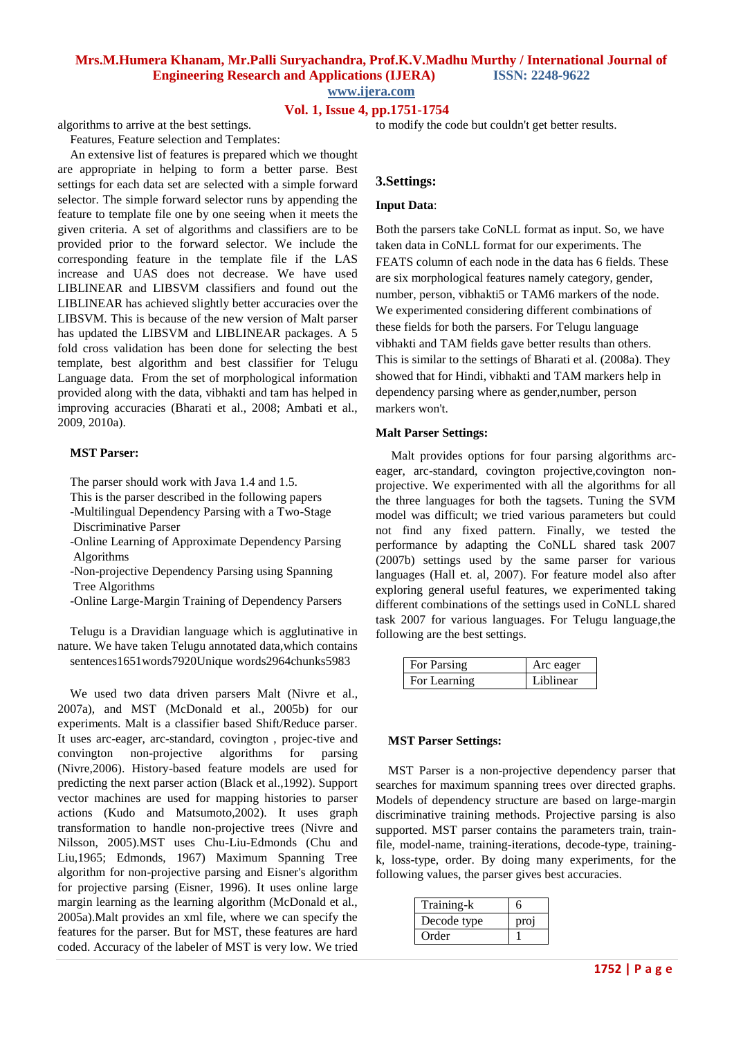algorithms to arrive at the best settings.

Features, Feature selection and Templates:

An extensive list of features is prepared which we thought are appropriate in helping to form a better parse. Best settings for each data set are selected with a simple forward selector. The simple forward selector runs by appending the feature to template file one by one seeing when it meets the given criteria. A set of algorithms and classifiers are to be provided prior to the forward selector. We include the corresponding feature in the template file if the LAS increase and UAS does not decrease. We have used LIBLINEAR and LIBSVM classifiers and found out the LIBLINEAR has achieved slightly better accuracies over the LIBSVM. This is because of the new version of Malt parser has updated the LIBSVM and LIBLINEAR packages. A 5 fold cross validation has been done for selecting the best template, best algorithm and best classifier for Telugu Language data. From the set of morphological information provided along with the data, vibhakti and tam has helped in improving accuracies (Bharati et al., 2008; Ambati et al., 2009, 2010a).

**MST Parser:**

The parser should work with Java 1.4 and 1.5.
This is the parser described in the following papers
-Multilingual Dependency Parsing with a Two-Stage Discriminative Parser
-Online Learning of Approximate Dependency Parsing Algorithms
-Non-projective Dependency Parsing using Spanning Tree Algorithms
-Online Large-Margin Training of Dependency Parsers

Telugu is a Dravidian language which is agglutinative in nature. We have taken Telugu annotated data,which contains sentences1651words7920Unique words2964chunks5983

We used two data driven parsers Malt (Nivre et al., 2007a), and MST (McDonald et al., 2005b) for our experiments. Malt is a classifier based Shift/Reduce parser. It uses arc-eager, arc-standard, covington , projec-tive and convington non-projective algorithms for parsing (Nivre,2006). History-based feature models are used for predicting the next parser action (Black et al.,1992). Support vector machines are used for mapping histories to parser actions (Kudo and Matsumoto,2002). It uses graph transformation to handle non-projective trees (Nivre and Nilsson, 2005).MST uses Chu-Liu-Edmonds (Chu and Liu,1965; Edmonds, 1967) Maximum Spanning Tree algorithm for non-projective parsing and Eisner's algorithm for projective parsing (Eisner, 1996). It uses online large margin learning as the learning algorithm (McDonald et al., 2005a).Malt provides an xml file, where we can specify the features for the parser. But for MST, these features are hard coded. Accuracy of the labeler of MST is very low. We tried to modify the code but couldn't get better results.

## 3.Settings:

**Input Data**:

Both the parsers take CoNLL format as input. So, we have taken data in CoNLL format for our experiments. The FEATS column of each node in the data has 6 fields. These are six morphological features namely category, gender, number, person, vibhakti5 or TAM6 markers of the node. We experimented considering different combinations of these fields for both the parsers. For Telugu language vibhakti and TAM fields gave better results than others. This is similar to the settings of Bharati et al. (2008a). They showed that for Hindi, vibhakti and TAM markers help in dependency parsing where as gender,number, person markers won't.

**Malt Parser Settings:**

Malt provides options for four parsing algorithms arc-eager, arc-standard, covington projective,covington non-projective. We experimented with all the algorithms for all the three languages for both the tagsets. Tuning the SVM model was difficult; we tried various parameters but could not find any fixed pattern. Finally, we tested the performance by adapting the CoNLL shared task 2007 (2007b) settings used by the same parser for various languages (Hall et. al, 2007). For feature model also after exploring general useful features, we experimented taking different combinations of the settings used in CoNLL shared task 2007 for various languages. For Telugu language,the following are the best settings.

| For Parsing | Arc eager |
|---|---|
| For Learning | Liblinear |

**MST Parser Settings:**

MST Parser is a non-projective dependency parser that searches for maximum spanning trees over directed graphs. Models of dependency structure are based on large-margin discriminative training methods. Projective parsing is also supported. MST parser contains the parameters train, train-file, model-name, training-iterations, decode-type, training-k, loss-type, order. By doing many experiments, for the following values, the parser gives best accuracies.

| Training-k | 6 |
|---|---|
| Decode type | proj |
| Order | 1 |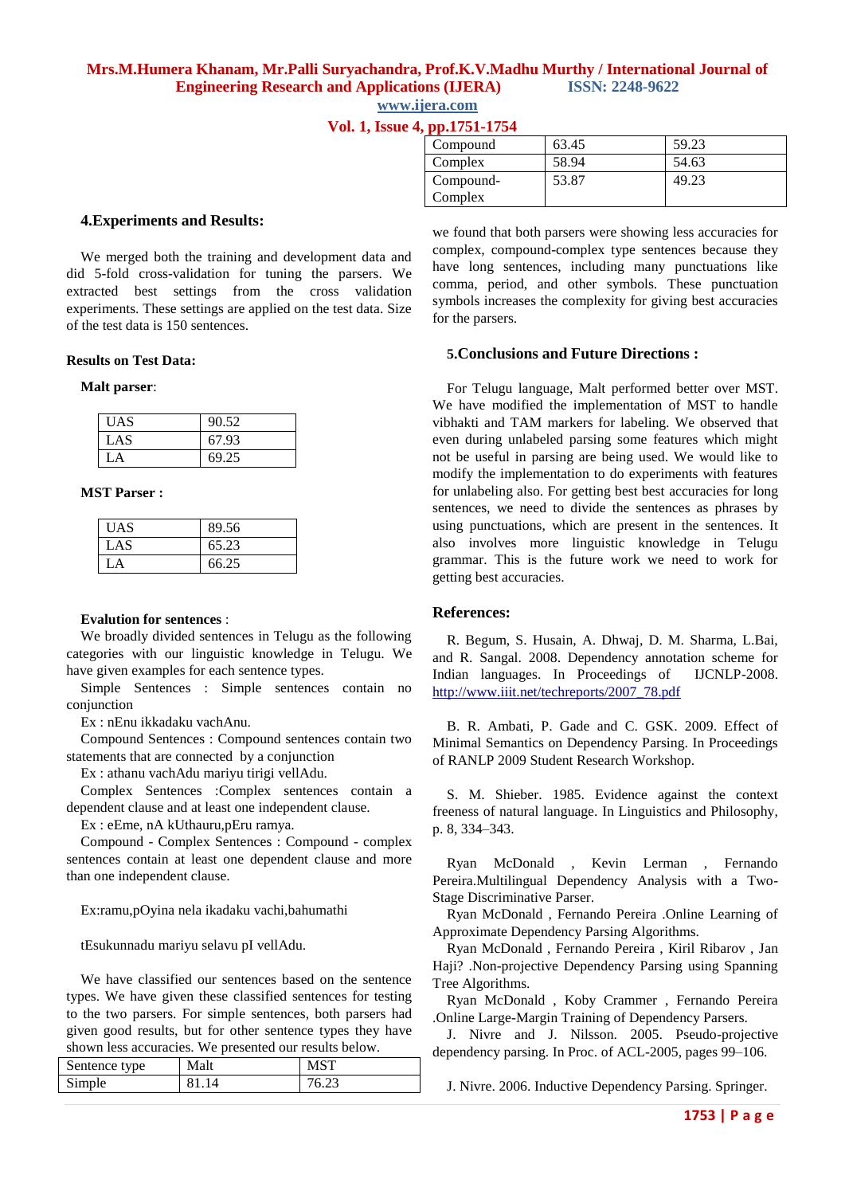## 4.Experiments and Results:

We merged both the training and development data and did 5-fold cross-validation for tuning the parsers. We extracted best settings from the cross validation experiments. These settings are applied on the test data. Size of the test data is 150 sentences.

**Results on Test Data:**

**Malt parser**:

| UAS | 90.52 |
|---|---|
| LAS | 67.93 |
| LA | 69.25 |

**MST Parser :**

| UAS | 89.56 |
|---|---|
| LAS | 65.23 |
| LA | 66.25 |

**Evalution for sentences** :

We broadly divided sentences in Telugu as the following categories with our linguistic knowledge in Telugu. We have given examples for each sentence types.

Simple Sentences : Simple sentences contain no conjunction

Ex : nEnu ikkadaku vachAnu.

Compound Sentences : Compound sentences contain two statements that are connected by a conjunction

Ex : athanu vachAdu mariyu tirigi vellAdu.

Complex Sentences :Complex sentences contain a dependent clause and at least one independent clause.

Ex : eEme, nA kUthauru,pEru ramya.

Compound - Complex Sentences : Compound - complex sentences contain at least one dependent clause and more than one independent clause.

Ex:ramu,pOyina nela ikadaku vachi,bahumathi

tEsukunnadu mariyu selavu pI vellAdu.

We have classified our sentences based on the sentence types. We have given these classified sentences for testing to the two parsers. For simple sentences, both parsers had given good results, but for other sentence types they have shown less accuracies. We presented our results below.

| Sentence type | Malt | MST |
|---|---|---|
| Simple | 81.14 | 76.23 |
| Compound | 63.45 | 59.23 |
| Complex | 58.94 | 54.63 |
| Compound-Complex | 53.87 | 49.23 |

we found that both parsers were showing less accuracies for complex, compound-complex type sentences because they have long sentences, including many punctuations like comma, period, and other symbols. These punctuation symbols increases the complexity for giving best accuracies for the parsers.

## 5.Conclusions and Future Directions :

For Telugu language, Malt performed better over MST. We have modified the implementation of MST to handle vibhakti and TAM markers for labeling. We observed that even during unlabeled parsing some features which might not be useful in parsing are being used. We would like to modify the implementation to do experiments with features for unlabeling also. For getting best best accuracies for long sentences, we need to divide the sentences as phrases by using punctuations, which are present in the sentences. It also involves more linguistic knowledge in Telugu grammar. This is the future work we need to work for getting best accuracies.

## References:

R. Begum, S. Husain, A. Dhwaj, D. M. Sharma, L.Bai, and R. Sangal. 2008. Dependency annotation scheme for Indian languages. In Proceedings of IJCNLP-2008. http://www.iiit.net/techreports/2007_78.pdf

B. R. Ambati, P. Gade and C. GSK. 2009. Effect of Minimal Semantics on Dependency Parsing. In Proceedings of RANLP 2009 Student Research Workshop.

S. M. Shieber. 1985. Evidence against the context freeness of natural language. In Linguistics and Philosophy, p. 8, 334–343.

Ryan McDonald , Kevin Lerman , Fernando Pereira.Multilingual Dependency Analysis with a Two-Stage Discriminative Parser.

Ryan McDonald , Fernando Pereira .Online Learning of Approximate Dependency Parsing Algorithms.

Ryan McDonald , Fernando Pereira , Kiril Ribarov , Jan Haji? .Non-projective Dependency Parsing using Spanning Tree Algorithms.

Ryan McDonald , Koby Crammer , Fernando Pereira .Online Large-Margin Training of Dependency Parsers.

J. Nivre and J. Nilsson. 2005. Pseudo-projective dependency parsing. In Proc. of ACL-2005, pages 99–106.

J. Nivre. 2006. Inductive Dependency Parsing. Springer.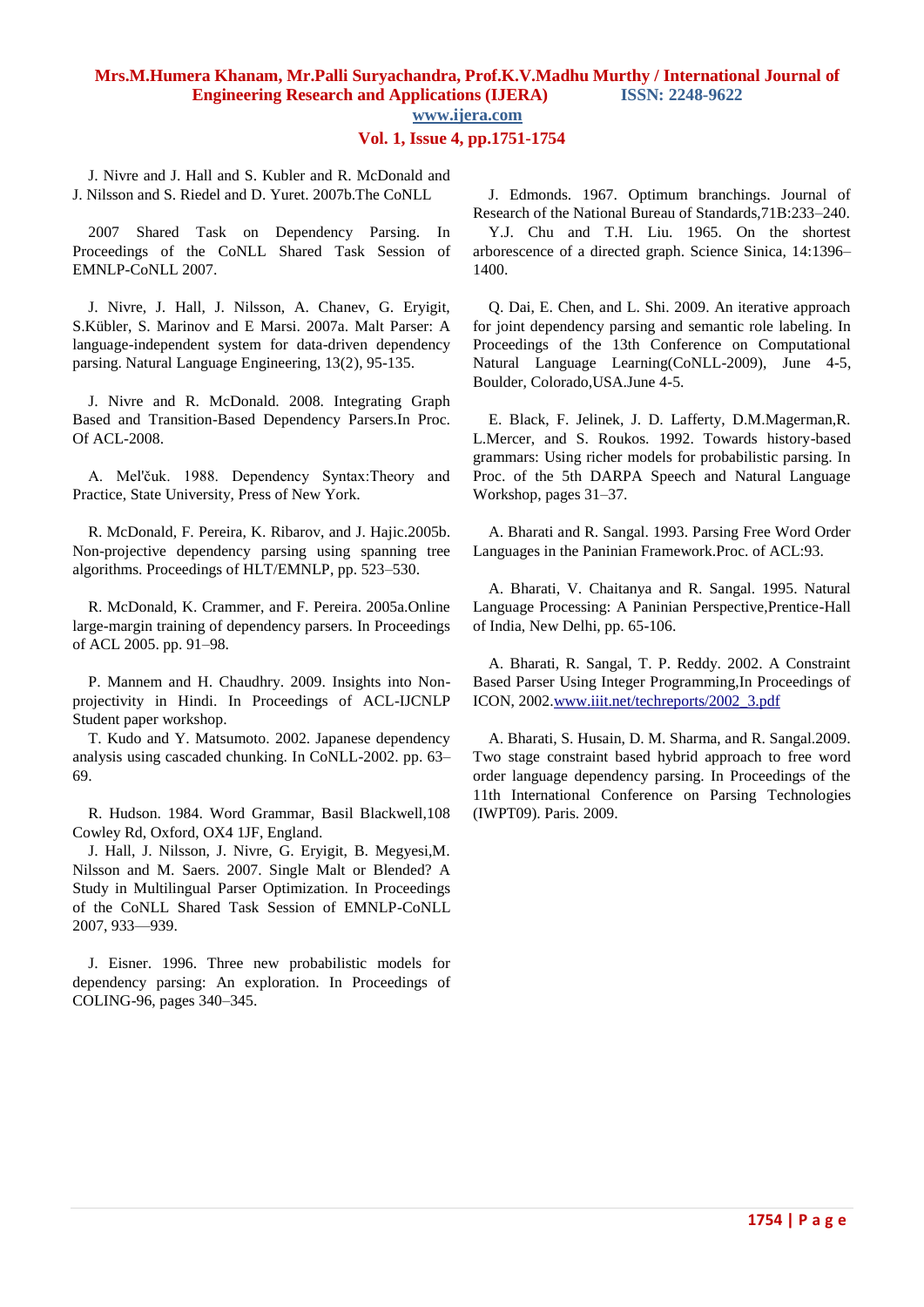J. Nivre and J. Hall and S. Kubler and R. McDonald and J. Nilsson and S. Riedel and D. Yuret. 2007b.The CoNLL

2007 Shared Task on Dependency Parsing. In Proceedings of the CoNLL Shared Task Session of EMNLP-CoNLL 2007.

J. Nivre, J. Hall, J. Nilsson, A. Chanev, G. Eryigit, S.Kübler, S. Marinov and E Marsi. 2007a. Malt Parser: A language-independent system for data-driven dependency parsing. Natural Language Engineering, 13(2), 95-135.

J. Nivre and R. McDonald. 2008. Integrating Graph Based and Transition-Based Dependency Parsers.In Proc. Of ACL-2008.

A. Mel'čuk. 1988. Dependency Syntax:Theory and Practice, State University, Press of New York.

R. McDonald, F. Pereira, K. Ribarov, and J. Hajic.2005b. Non-projective dependency parsing using spanning tree algorithms. Proceedings of HLT/EMNLP, pp. 523–530.

R. McDonald, K. Crammer, and F. Pereira. 2005a.Online large-margin training of dependency parsers. In Proceedings of ACL 2005. pp. 91–98.

P. Mannem and H. Chaudhry. 2009. Insights into Non-projectivity in Hindi. In Proceedings of ACL-IJCNLP Student paper workshop.

T. Kudo and Y. Matsumoto. 2002. Japanese dependency analysis using cascaded chunking. In CoNLL-2002. pp. 63–69.

R. Hudson. 1984. Word Grammar, Basil Blackwell,108 Cowley Rd, Oxford, OX4 1JF, England.

J. Hall, J. Nilsson, J. Nivre, G. Eryigit, B. Megyesi,M. Nilsson and M. Saers. 2007. Single Malt or Blended? A Study in Multilingual Parser Optimization. In Proceedings of the CoNLL Shared Task Session of EMNLP-CoNLL 2007, 933—939.

J. Eisner. 1996. Three new probabilistic models for dependency parsing: An exploration. In Proceedings of COLING-96, pages 340–345.

J. Edmonds. 1967. Optimum branchings. Journal of Research of the National Bureau of Standards,71B:233–240.

Y.J. Chu and T.H. Liu. 1965. On the shortest arborescence of a directed graph. Science Sinica, 14:1396–1400.

Q. Dai, E. Chen, and L. Shi. 2009. An iterative approach for joint dependency parsing and semantic role labeling. In Proceedings of the 13th Conference on Computational Natural Language Learning(CoNLL-2009), June 4-5, Boulder, Colorado,USA.June 4-5.

E. Black, F. Jelinek, J. D. Lafferty, D.M.Magerman,R. L.Mercer, and S. Roukos. 1992. Towards history-based grammars: Using richer models for probabilistic parsing. In Proc. of the 5th DARPA Speech and Natural Language Workshop, pages 31–37.

A. Bharati and R. Sangal. 1993. Parsing Free Word Order Languages in the Paninian Framework.Proc. of ACL:93.

A. Bharati, V. Chaitanya and R. Sangal. 1995. Natural Language Processing: A Paninian Perspective,Prentice-Hall of India, New Delhi, pp. 65-106.

A. Bharati, R. Sangal, T. P. Reddy. 2002. A Constraint Based Parser Using Integer Programming,In Proceedings of ICON, 2002.www.iiit.net/techreports/2002_3.pdf

A. Bharati, S. Husain, D. M. Sharma, and R. Sangal.2009. Two stage constraint based hybrid approach to free word order language dependency parsing. In Proceedings of the 11th International Conference on Parsing Technologies (IWPT09). Paris. 2009.